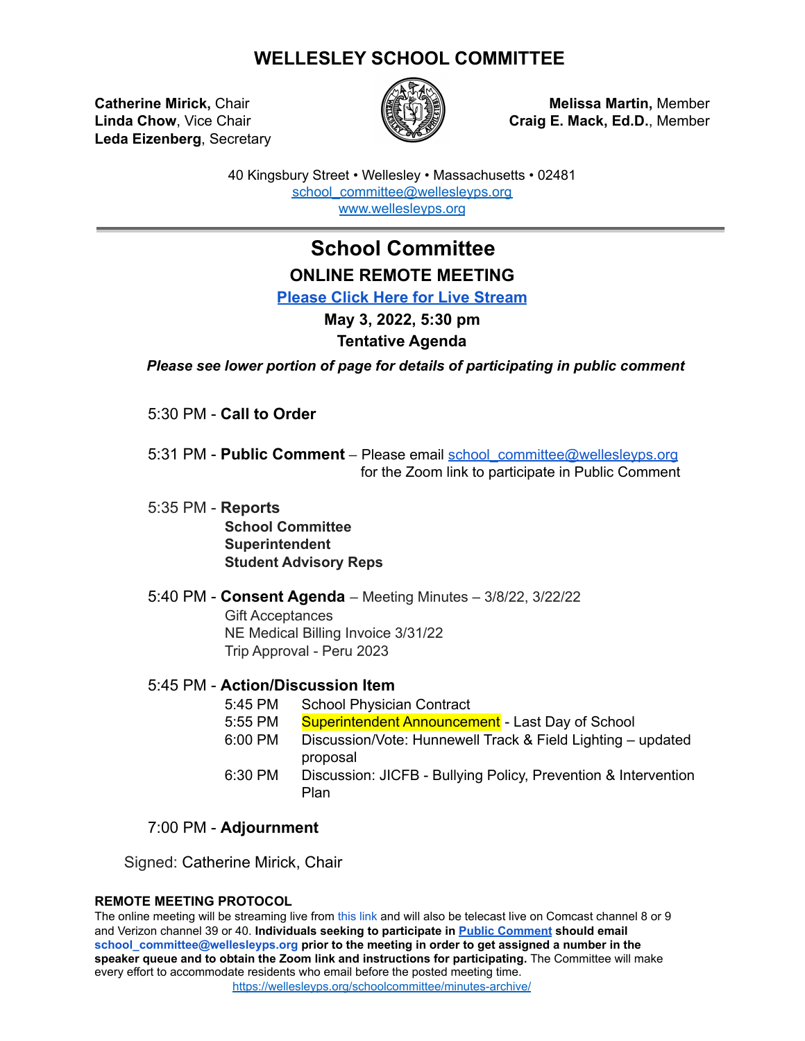# WELLESLEY SCHOOL COMMITTEE

**Catherine Mirick,** Chair
**Linda Chow**, Vice Chair
**Leda Eizenberg**, Secretary

**Melissa Martin,** Member
**Craig E. Mack, Ed.D.**, Member

40 Kingsbury Street • Wellesley • Massachusetts • 02481
school_committee@wellesleyps.org
www.wellesleyps.org

---

## School Committee

### ONLINE REMOTE MEETING

**Please Click Here for Live Stream**

**May 3, 2022, 5:30 pm**

**Tentative Agenda**

***Please see lower portion of page for details of participating in public comment***

5:30 PM - **Call to Order**

5:31 PM - **Public Comment** – Please email school_committee@wellesleyps.org for the Zoom link to participate in Public Comment

5:35 PM - **Reports**
- **School Committee**
- **Superintendent**
- **Student Advisory Reps**

5:40 PM - **Consent Agenda** – Meeting Minutes – 3/8/22, 3/22/22
- Gift Acceptances
- NE Medical Billing Invoice 3/31/22
- Trip Approval - Peru 2023

5:45 PM - **Action/Discussion Item**
- 5:45 PM School Physician Contract
- 5:55 PM Superintendent Announcement - Last Day of School
- 6:00 PM Discussion/Vote: Hunnewell Track & Field Lighting – updated proposal
- 6:30 PM Discussion: JICFB - Bullying Policy, Prevention & Intervention Plan

7:00 PM - **Adjournment**

Signed: Catherine Mirick, Chair

**REMOTE MEETING PROTOCOL**

The online meeting will be streaming live from this link and will also be telecast live on Comcast channel 8 or 9 and Verizon channel 39 or 40. **Individuals seeking to participate in Public Comment should email school_committee@wellesleyps.org prior to the meeting in order to get assigned a number in the speaker queue and to obtain the Zoom link and instructions for participating.** The Committee will make every effort to accommodate residents who email before the posted meeting time.

https://wellesleyps.org/schoolcommittee/minutes-archive/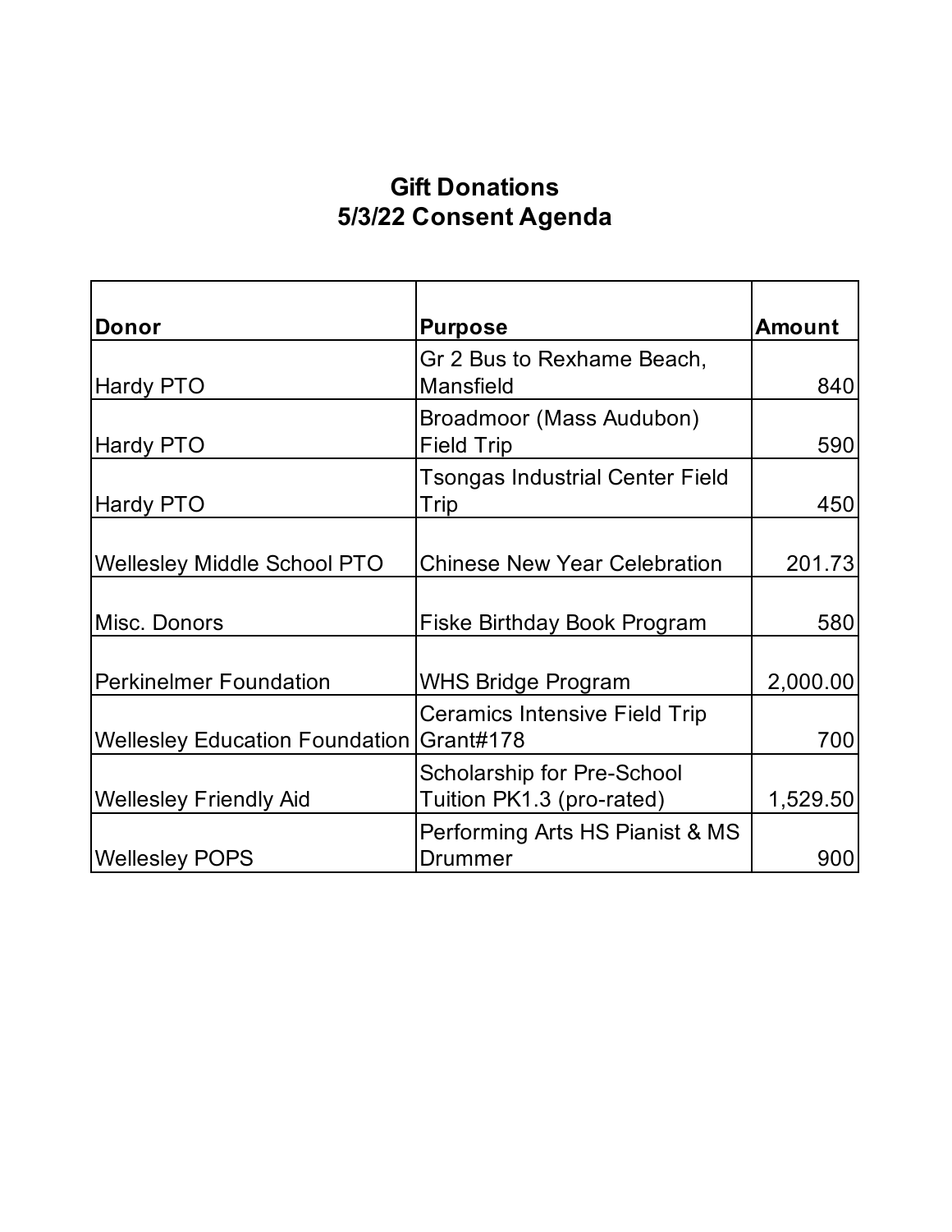# Gift Donations
## 5/3/22 Consent Agenda

| Donor | Purpose | Amount |
|---|---|---|
| Hardy PTO | Gr 2 Bus to Rexhame Beach, Mansfield | 840 |
| Hardy PTO | Broadmoor (Mass Audubon) Field Trip | 590 |
| Hardy PTO | Tsongas Industrial Center Field Trip | 450 |
| Wellesley Middle School PTO | Chinese New Year Celebration | 201.73 |
| Misc. Donors | Fiske Birthday Book Program | 580 |
| Perkinelmer Foundation | WHS Bridge Program | 2,000.00 |
| Wellesley Education Foundation | Ceramics Intensive Field Trip Grant#178 | 700 |
| Wellesley Friendly Aid | Scholarship for Pre-School Tuition PK1.3 (pro-rated) | 1,529.50 |
| Wellesley POPS | Performing Arts HS Pianist & MS Drummer | 900 |